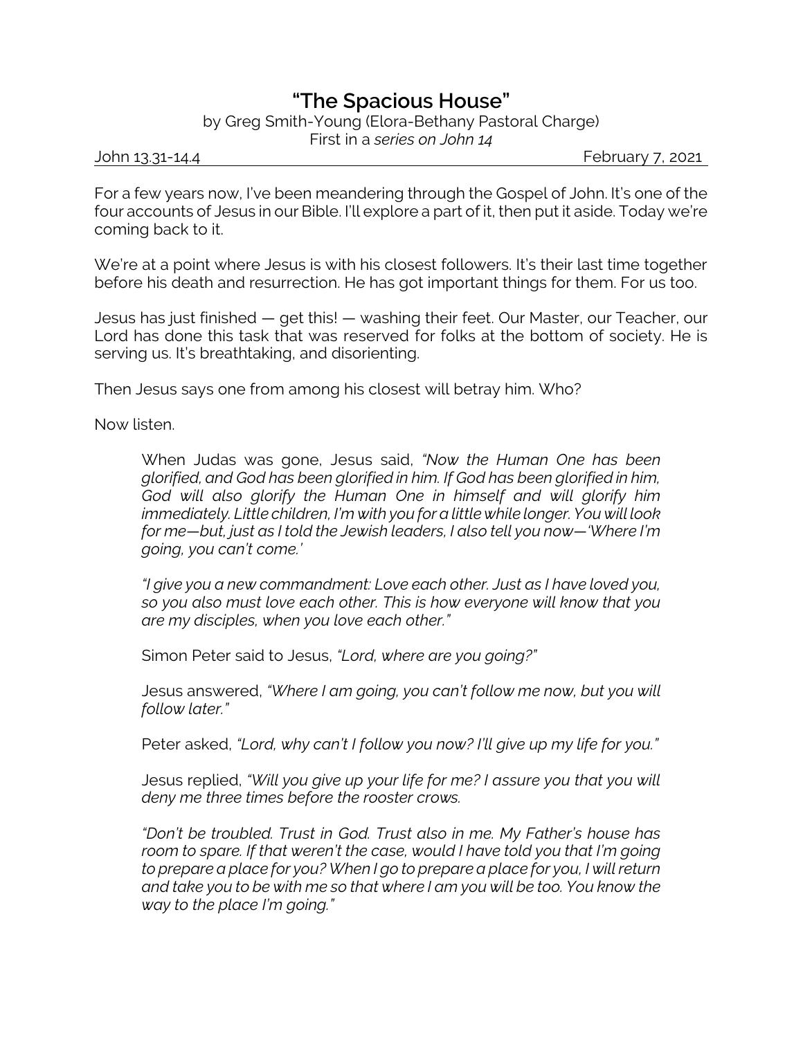# "The Spacious House"

by Greg Smith-Young (Elora-Bethany Pastoral Charge)

First in a *series on John 14*

John 13.31-14.4 February 7, 2021

For a few years now, I've been meandering through the Gospel of John. It's one of the four accounts of Jesus in our Bible. I'll explore a part of it, then put it aside. Today we're coming back to it.

We're at a point where Jesus is with his closest followers. It's their last time together before his death and resurrection. He has got important things for them. For us too.

Jesus has just finished — get this! — washing their feet. Our Master, our Teacher, our Lord has done this task that was reserved for folks at the bottom of society. He is serving us. It's breathtaking, and disorienting.

Then Jesus says one from among his closest will betray him. Who?

Now listen.

> When Judas was gone, Jesus said, *"Now the Human One has been glorified, and God has been glorified in him. If God has been glorified in him, God will also glorify the Human One in himself and will glorify him immediately. Little children, I'm with you for a little while longer. You will look for me—but, just as I told the Jewish leaders, I also tell you now—'Where I'm going, you can't come.'*
>
> *"I give you a new commandment: Love each other. Just as I have loved you, so you also must love each other. This is how everyone will know that you are my disciples, when you love each other."*
>
> Simon Peter said to Jesus, *"Lord, where are you going?"*
>
> Jesus answered, *"Where I am going, you can't follow me now, but you will follow later."*
>
> Peter asked, *"Lord, why can't I follow you now? I'll give up my life for you."*
>
> Jesus replied, *"Will you give up your life for me? I assure you that you will deny me three times before the rooster crows.*
>
> *"Don't be troubled. Trust in God. Trust also in me. My Father's house has room to spare. If that weren't the case, would I have told you that I'm going to prepare a place for you? When I go to prepare a place for you, I will return and take you to be with me so that where I am you will be too. You know the way to the place I'm going."*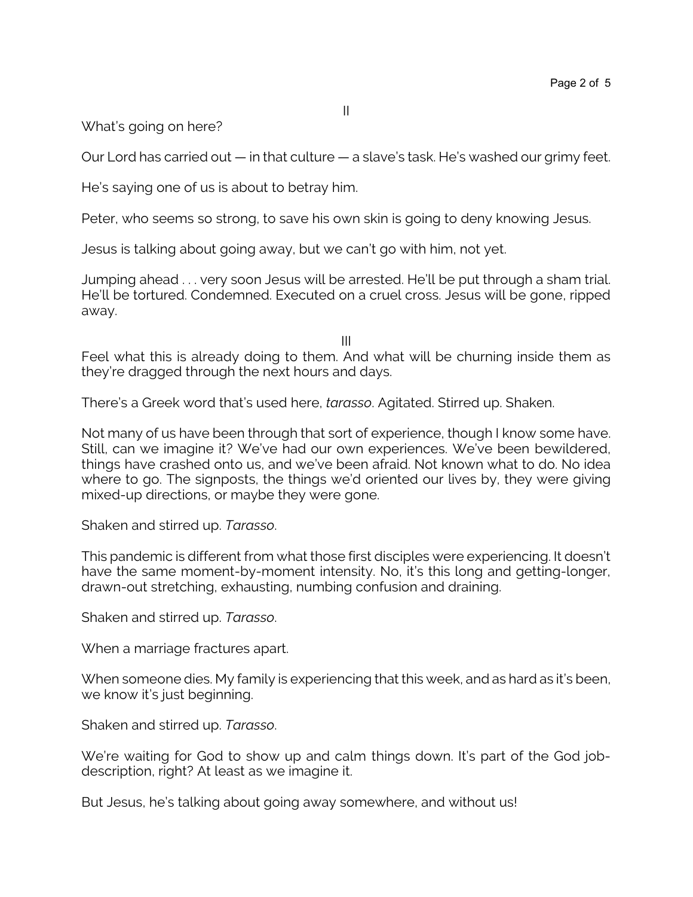II

What's going on here?

Our Lord has carried out — in that culture — a slave's task. He's washed our grimy feet.

He's saying one of us is about to betray him.

Peter, who seems so strong, to save his own skin is going to deny knowing Jesus.

Jesus is talking about going away, but we can't go with him, not yet.

Jumping ahead . . . very soon Jesus will be arrested. He'll be put through a sham trial. He'll be tortured. Condemned. Executed on a cruel cross. Jesus will be gone, ripped away.

III

Feel what this is already doing to them. And what will be churning inside them as they're dragged through the next hours and days.

There's a Greek word that's used here, *tarasso*. Agitated. Stirred up. Shaken.

Not many of us have been through that sort of experience, though I know some have. Still, can we imagine it? We've had our own experiences. We've been bewildered, things have crashed onto us, and we've been afraid. Not known what to do. No idea where to go. The signposts, the things we'd oriented our lives by, they were giving mixed-up directions, or maybe they were gone.

Shaken and stirred up. *Tarasso*.

This pandemic is different from what those first disciples were experiencing. It doesn't have the same moment-by-moment intensity. No, it's this long and getting-longer, drawn-out stretching, exhausting, numbing confusion and draining.

Shaken and stirred up. *Tarasso*.

When a marriage fractures apart.

When someone dies. My family is experiencing that this week, and as hard as it's been, we know it's just beginning.

Shaken and stirred up. *Tarasso*.

We're waiting for God to show up and calm things down. It's part of the God job-description, right? At least as we imagine it.

But Jesus, he's talking about going away somewhere, and without us!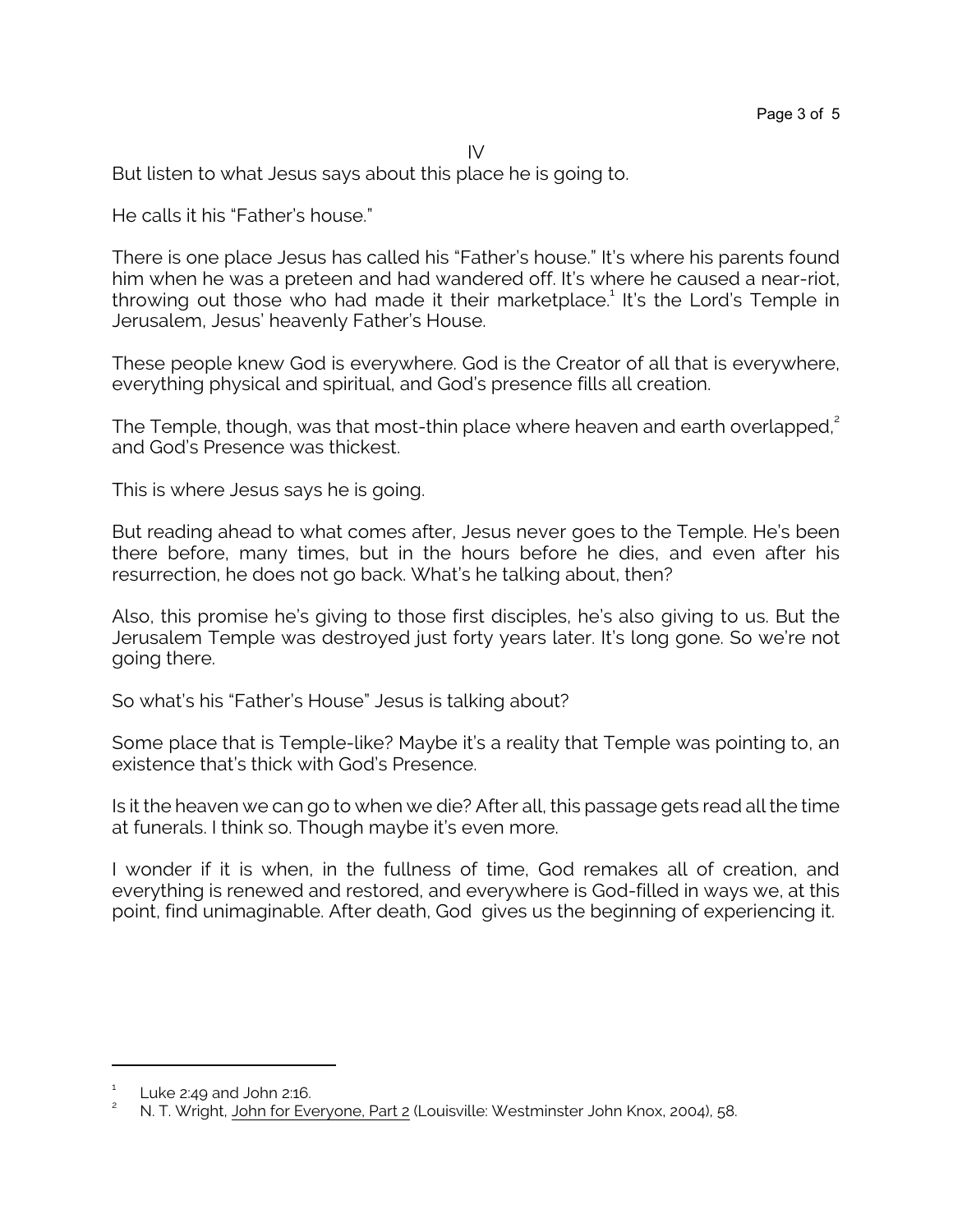IV

But listen to what Jesus says about this place he is going to.

He calls it his "Father's house."

There is one place Jesus has called his "Father's house." It's where his parents found him when he was a preteen and had wandered off. It's where he caused a near-riot, throwing out those who had made it their marketplace.[1] It's the Lord's Temple in Jerusalem, Jesus' heavenly Father's House.

These people knew God is everywhere. God is the Creator of all that is everywhere, everything physical and spiritual, and God's presence fills all creation.

The Temple, though, was that most-thin place where heaven and earth overlapped,[2] and God's Presence was thickest.

This is where Jesus says he is going.

But reading ahead to what comes after, Jesus never goes to the Temple. He's been there before, many times, but in the hours before he dies, and even after his resurrection, he does not go back. What's he talking about, then?

Also, this promise he's giving to those first disciples, he's also giving to us. But the Jerusalem Temple was destroyed just forty years later. It's long gone. So we're not going there.

So what's his "Father's House" Jesus is talking about?

Some place that is Temple-like? Maybe it's a reality that Temple was pointing to, an existence that's thick with God's Presence.

Is it the heaven we can go to when we die? After all, this passage gets read all the time at funerals. I think so. Though maybe it's even more.

I wonder if it is when, in the fullness of time, God remakes all of creation, and everything is renewed and restored, and everywhere is God-filled in ways we, at this point, find unimaginable. After death, God gives us the beginning of experiencing it.

---

[1] Luke 2:49 and John 2:16.

[2] N. T. Wright, John for Everyone, Part 2 (Louisville: Westminster John Knox, 2004), 58.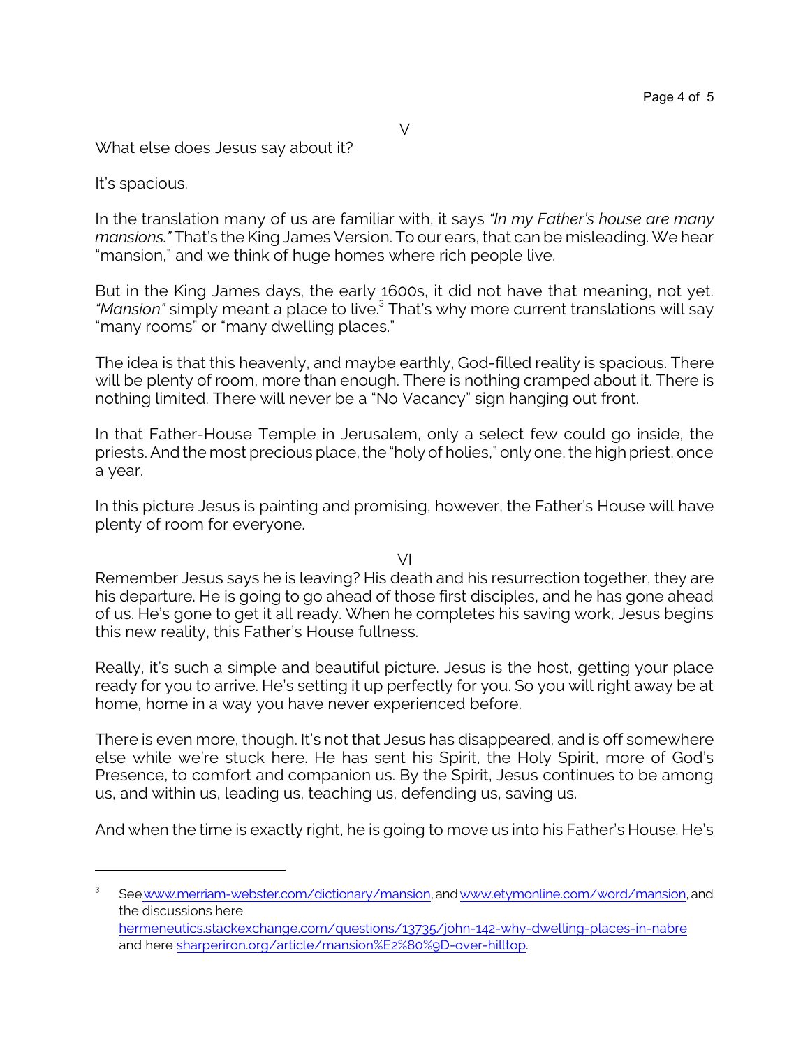V

What else does Jesus say about it?

It's spacious.

In the translation many of us are familiar with, it says *"In my Father's house are many mansions."* That's the King James Version. To our ears, that can be misleading. We hear "mansion," and we think of huge homes where rich people live.

But in the King James days, the early 1600s, it did not have that meaning, not yet. *"Mansion"* simply meant a place to live.[3] That's why more current translations will say "many rooms" or "many dwelling places."

The idea is that this heavenly, and maybe earthly, God-filled reality is spacious. There will be plenty of room, more than enough. There is nothing cramped about it. There is nothing limited. There will never be a "No Vacancy" sign hanging out front.

In that Father-House Temple in Jerusalem, only a select few could go inside, the priests. And the most precious place, the "holy of holies," only one, the high priest, once a year.

In this picture Jesus is painting and promising, however, the Father's House will have plenty of room for everyone.

VI

Remember Jesus says he is leaving? His death and his resurrection together, they are his departure. He is going to go ahead of those first disciples, and he has gone ahead of us. He's gone to get it all ready. When he completes his saving work, Jesus begins this new reality, this Father's House fullness.

Really, it's such a simple and beautiful picture. Jesus is the host, getting your place ready for you to arrive. He's setting it up perfectly for you. So you will right away be at home, home in a way you have never experienced before.

There is even more, though. It's not that Jesus has disappeared, and is off somewhere else while we're stuck here. He has sent his Spirit, the Holy Spirit, more of God's Presence, to comfort and companion us. By the Spirit, Jesus continues to be among us, and within us, leading us, teaching us, defending us, saving us.

And when the time is exactly right, he is going to move us into his Father's House. He's

---

[3] See www.merriam-webster.com/dictionary/mansion, and www.etymonline.com/word/mansion, and the discussions here hermeneutics.stackexchange.com/questions/13735/john-142-why-dwelling-places-in-nabre and here sharperiron.org/article/mansion%E2%80%9D-over-hilltop.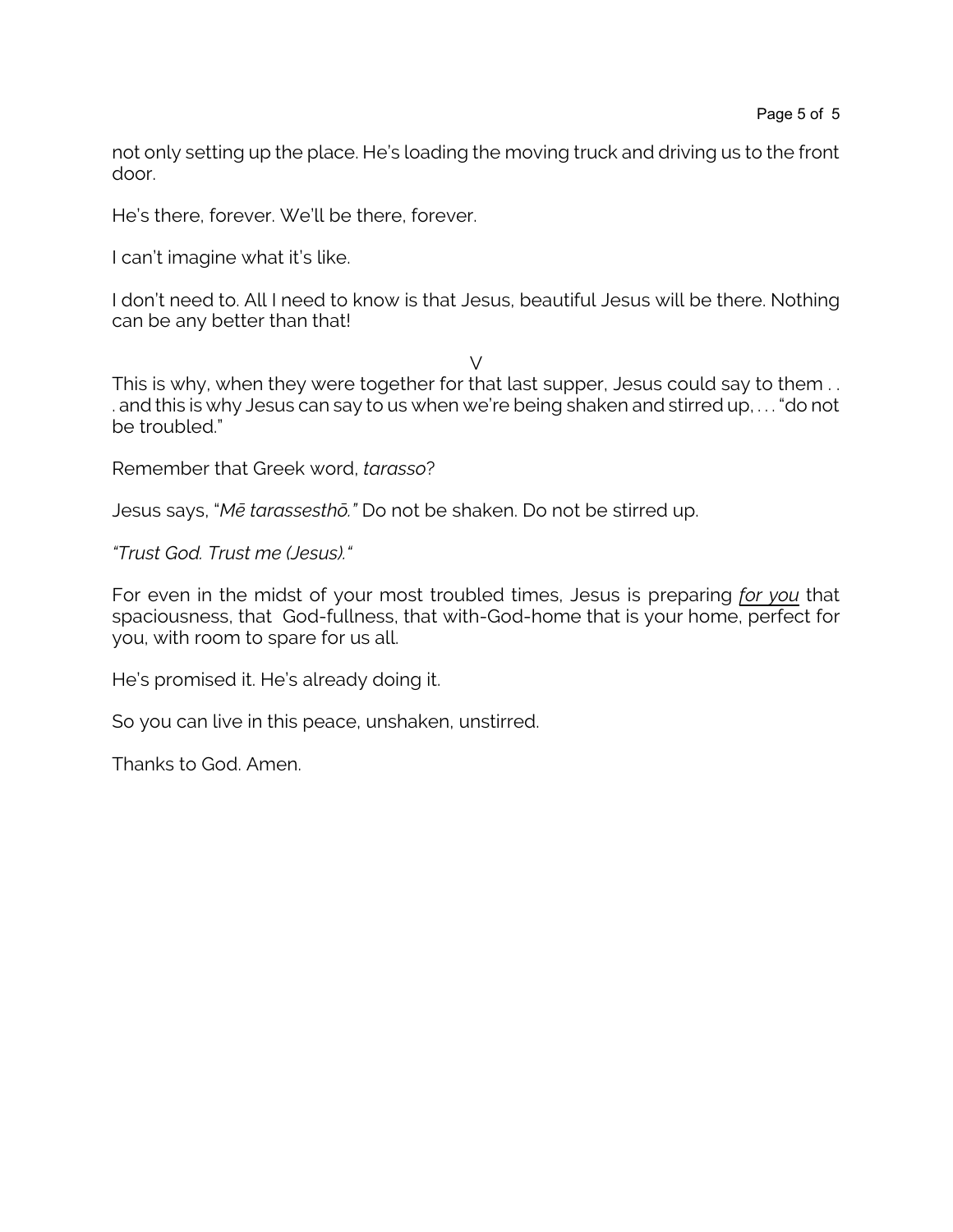not only setting up the place. He's loading the moving truck and driving us to the front door.

He's there, forever. We'll be there, forever.

I can't imagine what it's like.

I don't need to. All I need to know is that Jesus, beautiful Jesus will be there. Nothing can be any better than that!

V

This is why, when they were together for that last supper, Jesus could say to them . . . and this is why Jesus can say to us when we're being shaken and stirred up, . . . "do not be troubled."

Remember that Greek word, *tarasso*?

Jesus says, "*Mē tarassesthō.*" Do not be shaken. Do not be stirred up.

*"Trust God. Trust me (Jesus)."*

For even in the midst of your most troubled times, Jesus is preparing *for you* that spaciousness, that God-fullness, that with-God-home that is your home, perfect for you, with room to spare for us all.

He's promised it. He's already doing it.

So you can live in this peace, unshaken, unstirred.

Thanks to God. Amen.